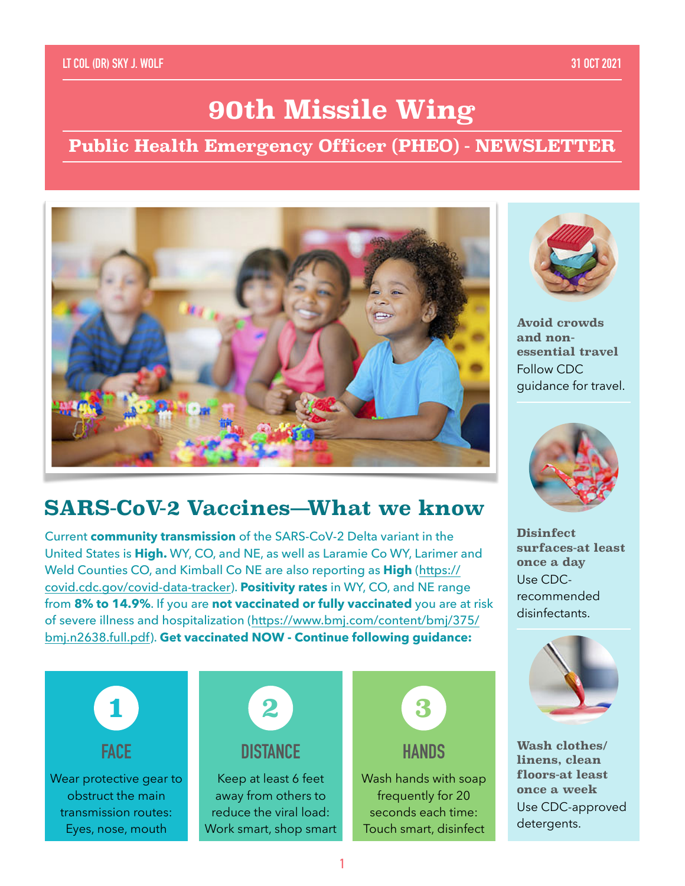LT COL (DR) SKY J. WOLF

31 OCT 2021

# 90th Missile Wing

## Public Health Emergency Officer (PHEO) - NEWSLETTER

## SARS-CoV-2 Vaccines—What we know

Current **community transmission** of the SARS-CoV-2 Delta variant in the United States is **High.** WY, CO, and NE, as well as Laramie Co WY, Larimer and Weld Counties CO, and Kimball Co NE are also reporting as **High** (https://covid.cdc.gov/covid-data-tracker). **Positivity rates** in WY, CO, and NE range from **8% to 14.9%**. If you are **not vaccinated or fully vaccinated** you are at risk of severe illness and hospitalization (https://www.bmj.com/content/bmj/375/bmj.n2638.full.pdf). **Get vaccinated NOW - Continue following guidance:**

### 1 FACE

Wear protective gear to obstruct the main transmission routes: Eyes, nose, mouth

### 2 DISTANCE

Keep at least 6 feet away from others to reduce the viral load: Work smart, shop smart

### 3 HANDS

Wash hands with soap frequently for 20 seconds each time: Touch smart, disinfect

**Avoid crowds and non-essential travel**
Follow CDC guidance for travel.

**Disinfect surfaces-at least once a day**
Use CDC-recommended disinfectants.

**Wash clothes/ linens, clean floors-at least once a week**
Use CDC-approved detergents.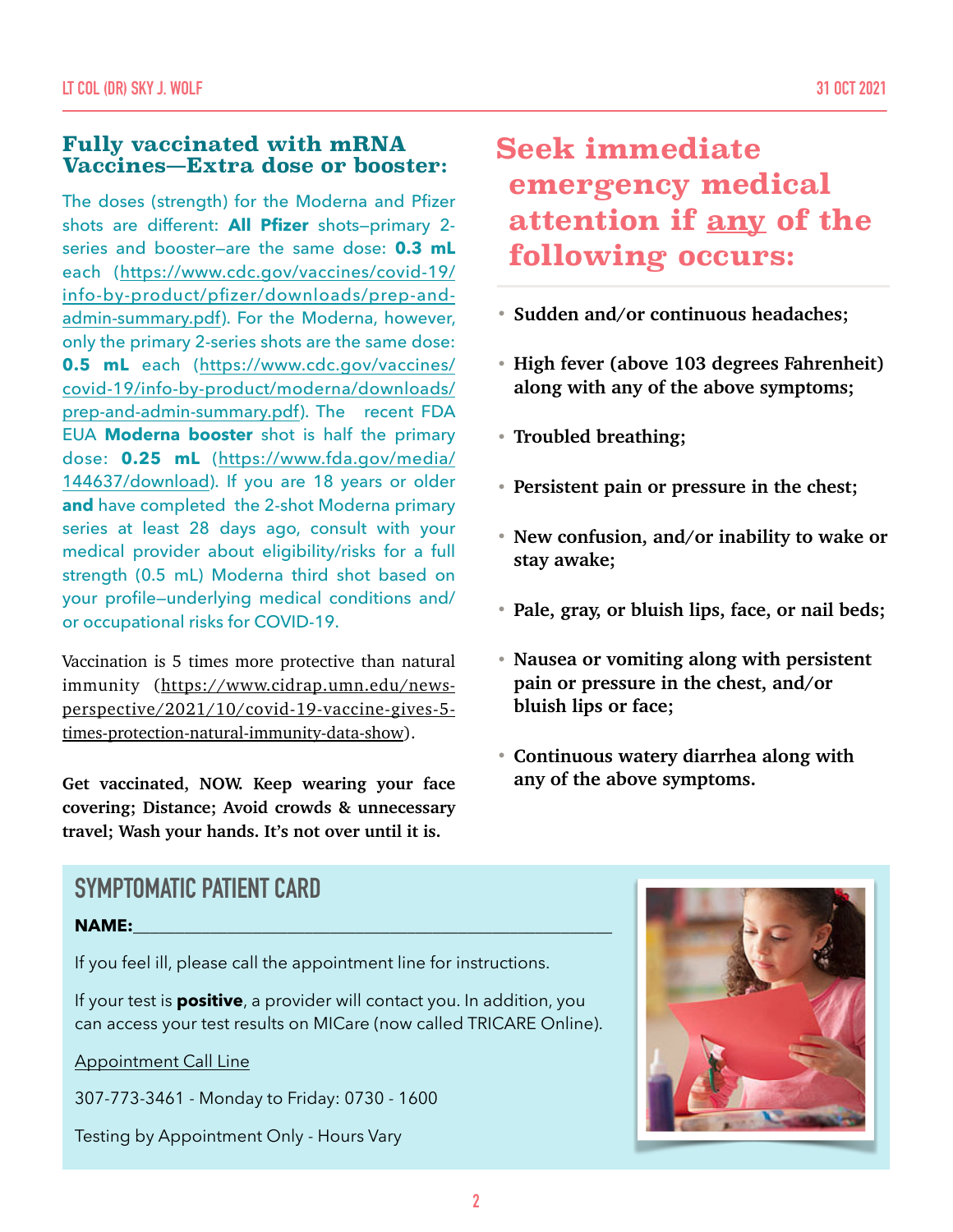## Fully vaccinated with mRNA Vaccines—Extra dose or booster:

The doses (strength) for the Moderna and Pfizer shots are different: **All Pfizer** shots–primary 2-series and booster–are the same dose: **0.3 mL** each (https://www.cdc.gov/vaccines/covid-19/info-by-product/pfizer/downloads/prep-and-admin-summary.pdf). For the Moderna, however, only the primary 2-series shots are the same dose: **0.5 mL** each (https://www.cdc.gov/vaccines/covid-19/info-by-product/moderna/downloads/prep-and-admin-summary.pdf). The recent FDA EUA **Moderna booster** shot is half the primary dose: **0.25 mL** (https://www.fda.gov/media/144637/download). If you are 18 years or older **and** have completed the 2-shot Moderna primary series at least 28 days ago, consult with your medical provider about eligibility/risks for a full strength (0.5 mL) Moderna third shot based on your profile–underlying medical conditions and/or occupational risks for COVID-19.

Vaccination is 5 times more protective than natural immunity (https://www.cidrap.umn.edu/news-perspective/2021/10/covid-19-vaccine-gives-5-times-protection-natural-immunity-data-show).

**Get vaccinated, NOW. Keep wearing your face covering; Distance; Avoid crowds & unnecessary travel; Wash your hands. It's not over until it is.**

## Seek immediate emergency medical attention if any of the following occurs:

- **Sudden and/or continuous headaches;**
- **High fever (above 103 degrees Fahrenheit) along with any of the above symptoms;**
- **Troubled breathing;**
- **Persistent pain or pressure in the chest;**
- **New confusion, and/or inability to wake or stay awake;**
- **Pale, gray, or bluish lips, face, or nail beds;**
- **Nausea or vomiting along with persistent pain or pressure in the chest, and/or bluish lips or face;**
- **Continuous watery diarrhea along with any of the above symptoms.**

## SYMPTOMATIC PATIENT CARD

**NAME:**\_\_\_\_\_\_\_\_\_\_\_\_\_\_\_\_\_\_\_\_\_\_\_\_\_\_\_\_\_\_\_\_\_\_\_\_\_\_\_\_\_\_\_\_

If you feel ill, please call the appointment line for instructions.

If your test is **positive**, a provider will contact you. In addition, you can access your test results on MICare (now called TRICARE Online).

Appointment Call Line

307-773-3461 - Monday to Friday: 0730 - 1600

Testing by Appointment Only - Hours Vary